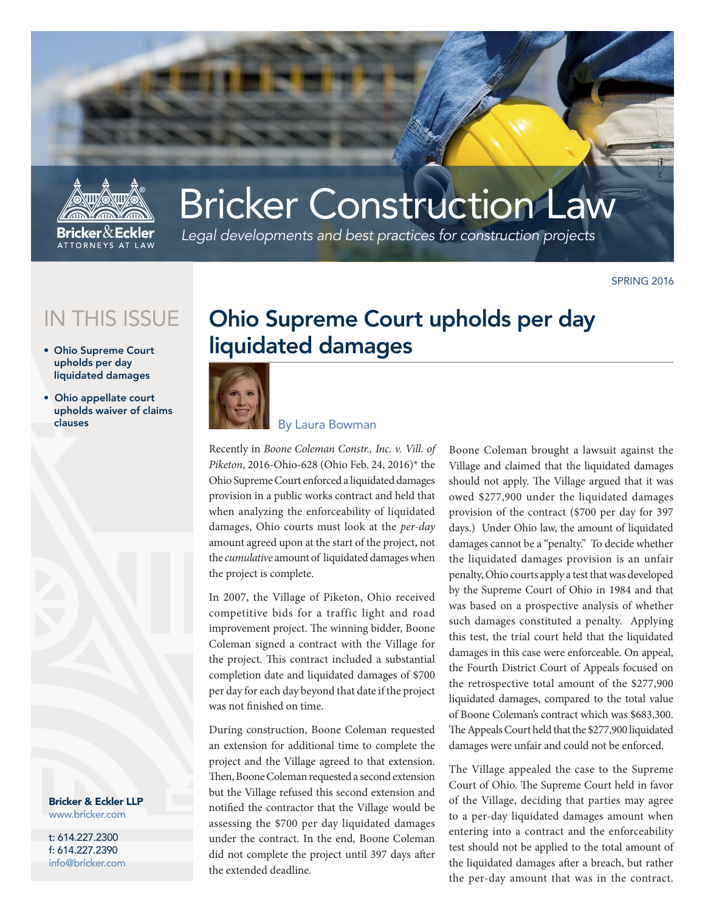# Bricker Construction Law

*Legal developments and best practices for construction projects*

SPRING 2016

## IN THIS ISSUE

- Ohio Supreme Court upholds per day liquidated damages
- Ohio appellate court upholds waiver of claims clauses

**Bricker & Eckler LLP**
www.bricker.com

t: 614.227.2300
f: 614.227.2390
info@bricker.com

## Ohio Supreme Court upholds per day liquidated damages

By Laura Bowman

Recently in *Boone Coleman Constr., Inc. v. Vill. of Piketon*, 2016-Ohio-628 (Ohio Feb. 24, 2016)* the Ohio Supreme Court enforced a liquidated damages provision in a public works contract and held that when analyzing the enforceability of liquidated damages, Ohio courts must look at the *per-day* amount agreed upon at the start of the project, not the *cumulative* amount of liquidated damages when the project is complete.

In 2007, the Village of Piketon, Ohio received competitive bids for a traffic light and road improvement project. The winning bidder, Boone Coleman signed a contract with the Village for the project. This contract included a substantial completion date and liquidated damages of $700 per day for each day beyond that date if the project was not finished on time.

During construction, Boone Coleman requested an extension for additional time to complete the project and the Village agreed to that extension. Then, Boone Coleman requested a second extension but the Village refused this second extension and notified the contractor that the Village would be assessing the $700 per day liquidated damages under the contract. In the end, Boone Coleman did not complete the project until 397 days after the extended deadline.

Boone Coleman brought a lawsuit against the Village and claimed that the liquidated damages should not apply. The Village argued that it was owed $277,900 under the liquidated damages provision of the contract ($700 per day for 397 days.) Under Ohio law, the amount of liquidated damages cannot be a "penalty." To decide whether the liquidated damages provision is an unfair penalty, Ohio courts apply a test that was developed by the Supreme Court of Ohio in 1984 and that was based on a prospective analysis of whether such damages constituted a penalty. Applying this test, the trial court held that the liquidated damages in this case were enforceable. On appeal, the Fourth District Court of Appeals focused on the retrospective total amount of the $277,900 liquidated damages, compared to the total value of Boone Coleman's contract which was $683,300. The Appeals Court held that the $277,900 liquidated damages were unfair and could not be enforced.

The Village appealed the case to the Supreme Court of Ohio. The Supreme Court held in favor of the Village, deciding that parties may agree to a per-day liquidated damages amount when entering into a contract and the enforceability test should not be applied to the total amount of the liquidated damages after a breach, but rather the per-day amount that was in the contract.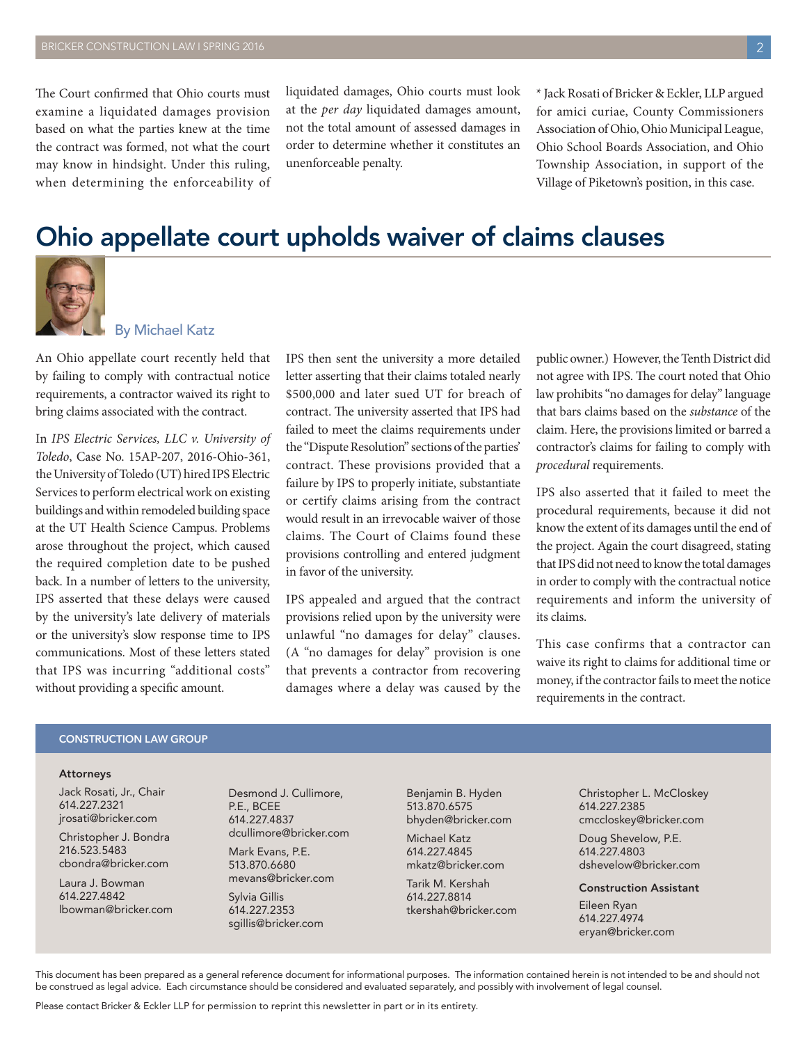The Court confirmed that Ohio courts must examine a liquidated damages provision based on what the parties knew at the time the contract was formed, not what the court may know in hindsight. Under this ruling, when determining the enforceability of liquidated damages, Ohio courts must look at the *per day* liquidated damages amount, not the total amount of assessed damages in order to determine whether it constitutes an unenforceable penalty.

* Jack Rosati of Bricker & Eckler, LLP argued for amici curiae, County Commissioners Association of Ohio, Ohio Municipal League, Ohio School Boards Association, and Ohio Township Association, in support of the Village of Piketown's position, in this case.

# Ohio appellate court upholds waiver of claims clauses

By Michael Katz

An Ohio appellate court recently held that by failing to comply with contractual notice requirements, a contractor waived its right to bring claims associated with the contract.

In *IPS Electric Services, LLC v. University of Toledo*, Case No. 15AP-207, 2016-Ohio-361, the University of Toledo (UT) hired IPS Electric Services to perform electrical work on existing buildings and within remodeled building space at the UT Health Science Campus. Problems arose throughout the project, which caused the required completion date to be pushed back. In a number of letters to the university, IPS asserted that these delays were caused by the university's late delivery of materials or the university's slow response time to IPS communications. Most of these letters stated that IPS was incurring "additional costs" without providing a specific amount.

IPS then sent the university a more detailed letter asserting that their claims totaled nearly $500,000 and later sued UT for breach of contract. The university asserted that IPS had failed to meet the claims requirements under the "Dispute Resolution" sections of the parties' contract. These provisions provided that a failure by IPS to properly initiate, substantiate or certify claims arising from the contract would result in an irrevocable waiver of those claims. The Court of Claims found these provisions controlling and entered judgment in favor of the university.

IPS appealed and argued that the contract provisions relied upon by the university were unlawful "no damages for delay" clauses. (A "no damages for delay" provision is one that prevents a contractor from recovering damages where a delay was caused by the public owner.) However, the Tenth District did not agree with IPS. The court noted that Ohio law prohibits "no damages for delay" language that bars claims based on the *substance* of the claim. Here, the provisions limited or barred a contractor's claims for failing to comply with *procedural* requirements.

IPS also asserted that it failed to meet the procedural requirements, because it did not know the extent of its damages until the end of the project. Again the court disagreed, stating that IPS did not need to know the total damages in order to comply with the contractual notice requirements and inform the university of its claims.

This case confirms that a contractor can waive its right to claims for additional time or money, if the contractor fails to meet the notice requirements in the contract.

## CONSTRUCTION LAW GROUP

**Attorneys**

Jack Rosati, Jr., Chair
614.227.2321
jrosati@bricker.com

Christopher J. Bondra
216.523.5483
cbondra@bricker.com

Laura J. Bowman
614.227.4842
lbowman@bricker.com

Desmond J. Cullimore, P.E., BCEE
614.227.4837
dcullimore@bricker.com

Mark Evans, P.E.
513.870.6680
mevans@bricker.com

Sylvia Gillis
614.227.2353
sgillis@bricker.com

Benjamin B. Hyden
513.870.6575
bhyden@bricker.com

Michael Katz
614.227.4845
mkatz@bricker.com

Tarik M. Kershah
614.227.8814
tkershah@bricker.com

Christopher L. McCloskey
614.227.2385
cmccloskey@bricker.com

Doug Shevelow, P.E.
614.227.4803
dshevelow@bricker.com

**Construction Assistant**

Eileen Ryan
614.227.4974
eryan@bricker.com

This document has been prepared as a general reference document for informational purposes. The information contained herein is not intended to be and should not be construed as legal advice. Each circumstance should be considered and evaluated separately, and possibly with involvement of legal counsel.

Please contact Bricker & Eckler LLP for permission to reprint this newsletter in part or in its entirety.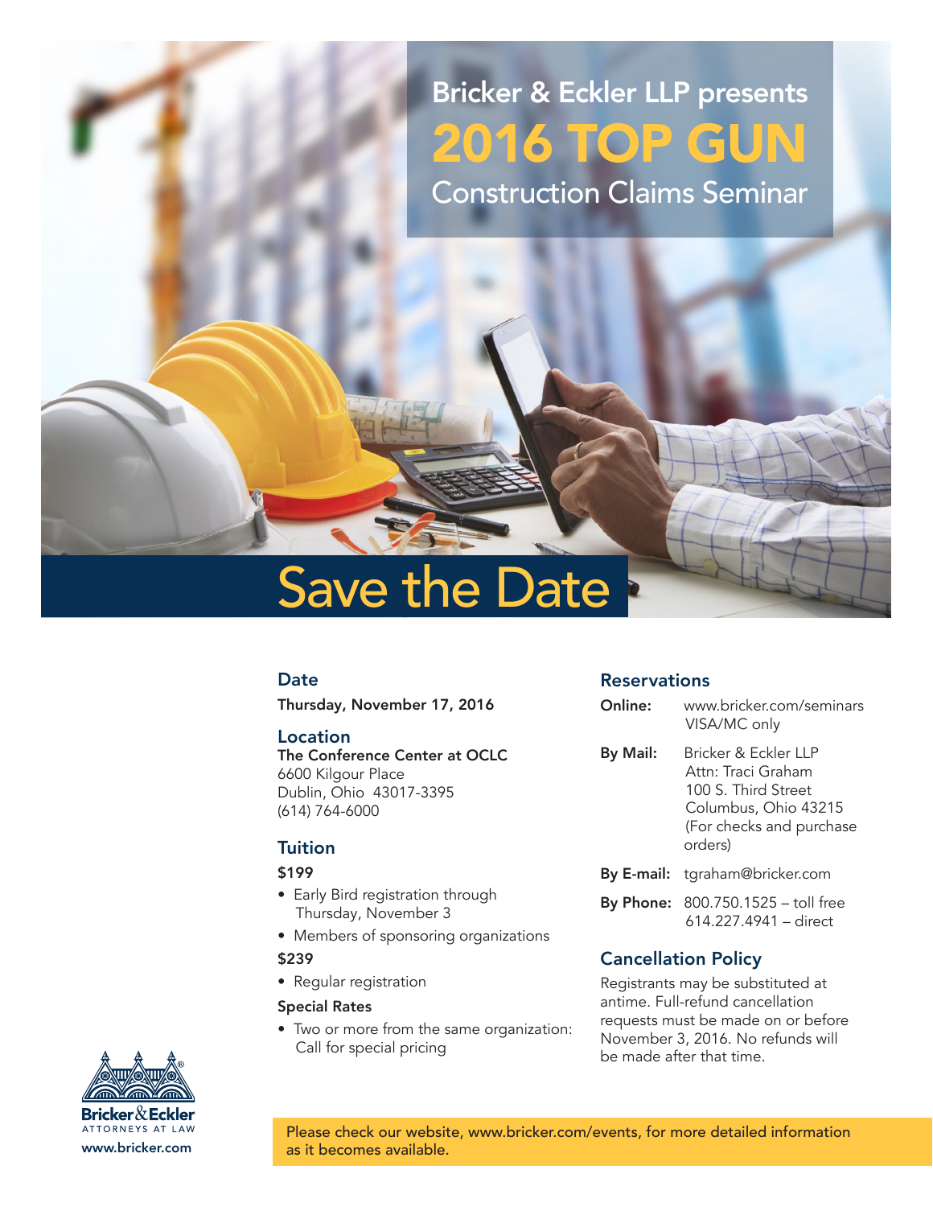Bricker & Eckler LLP presents

# 2016 TOP GUN

## Construction Claims Seminar

# Save the Date

### Date

**Thursday, November 17, 2016**

### Location

**The Conference Center at OCLC**
6600 Kilgour Place
Dublin, Ohio 43017-3395
(614) 764-6000

### Tuition

**$199**

- Early Bird registration through Thursday, November 3
- Members of sponsoring organizations

**$239**

- Regular registration

**Special Rates**

- Two or more from the same organization: Call for special pricing

### Reservations

**Online:** www.bricker.com/seminars
VISA/MC only

**By Mail:** Bricker & Eckler LLP
Attn: Traci Graham
100 S. Third Street
Columbus, Ohio 43215
(For checks and purchase orders)

**By E-mail:** tgraham@bricker.com

**By Phone:** 800.750.1525 – toll free
614.227.4941 – direct

### Cancellation Policy

Registrants may be substituted at antime. Full-refund cancellation requests must be made on or before November 3, 2016. No refunds will be made after that time.

Bricker&Eckler
ATTORNEYS AT LAW
www.bricker.com

Please check our website, www.bricker.com/events, for more detailed information as it becomes available.